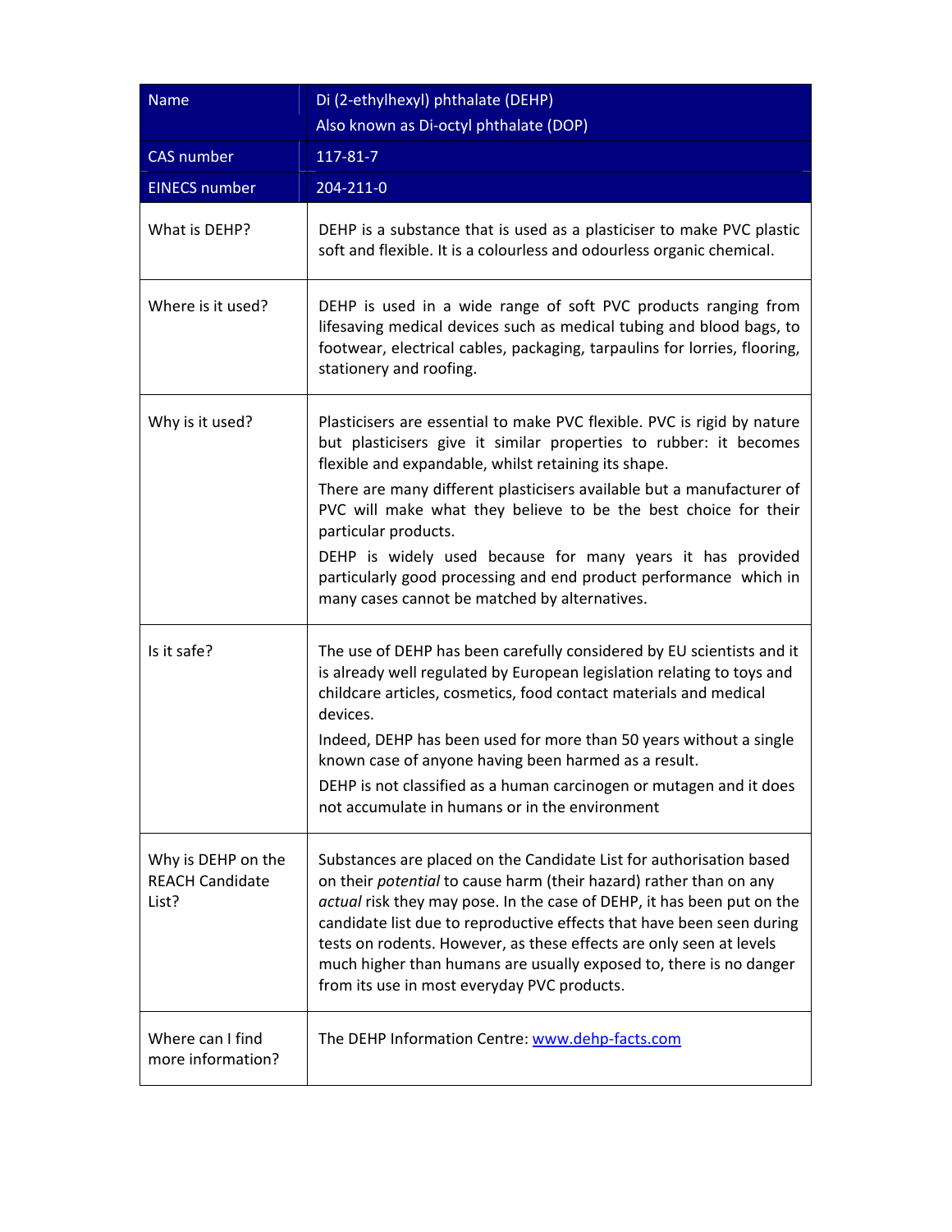| Name | Di (2-ethylhexyl) phthalate (DEHP)<br>Also known as Di-octyl phthalate (DOP) |
|---|---|
| CAS number | 117-81-7 |
| EINECS number | 204-211-0 |
| What is DEHP? | DEHP is a substance that is used as a plasticiser to make PVC plastic soft and flexible. It is a colourless and odourless organic chemical. |
| Where is it used? | DEHP is used in a wide range of soft PVC products ranging from lifesaving medical devices such as medical tubing and blood bags, to footwear, electrical cables, packaging, tarpaulins for lorries, flooring, stationery and roofing. |
| Why is it used? | Plasticisers are essential to make PVC flexible. PVC is rigid by nature but plasticisers give it similar properties to rubber: it becomes flexible and expandable, whilst retaining its shape.<br>There are many different plasticisers available but a manufacturer of PVC will make what they believe to be the best choice for their particular products.<br>DEHP is widely used because for many years it has provided particularly good processing and end product performance which in many cases cannot be matched by alternatives. |
| Is it safe? | The use of DEHP has been carefully considered by EU scientists and it is already well regulated by European legislation relating to toys and childcare articles, cosmetics, food contact materials and medical devices.<br>Indeed, DEHP has been used for more than 50 years without a single known case of anyone having been harmed as a result.<br>DEHP is not classified as a human carcinogen or mutagen and it does not accumulate in humans or in the environment |
| Why is DEHP on the REACH Candidate List? | Substances are placed on the Candidate List for authorisation based on their *potential* to cause harm (their hazard) rather than on any *actual* risk they may pose. In the case of DEHP, it has been put on the candidate list due to reproductive effects that have been seen during tests on rodents. However, as these effects are only seen at levels much higher than humans are usually exposed to, there is no danger from its use in most everyday PVC products. |
| Where can I find more information? | The DEHP Information Centre: www.dehp-facts.com |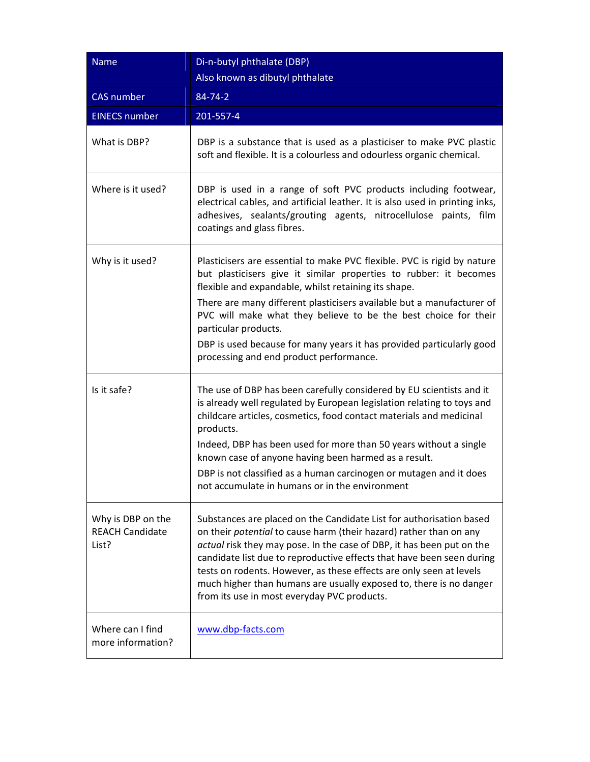| | |
|---|---|
| Name | Di-n-butyl phthalate (DBP)<br>Also known as dibutyl phthalate |
| CAS number | 84-74-2 |
| EINECS number | 201-557-4 |
| What is DBP? | DBP is a substance that is used as a plasticiser to make PVC plastic soft and flexible. It is a colourless and odourless organic chemical. |
| Where is it used? | DBP is used in a range of soft PVC products including footwear, electrical cables, and artificial leather. It is also used in printing inks, adhesives, sealants/grouting agents, nitrocellulose paints, film coatings and glass fibres. |
| Why is it used? | Plasticisers are essential to make PVC flexible. PVC is rigid by nature but plasticisers give it similar properties to rubber: it becomes flexible and expandable, whilst retaining its shape.<br>There are many different plasticisers available but a manufacturer of PVC will make what they believe to be the best choice for their particular products.<br>DBP is used because for many years it has provided particularly good processing and end product performance. |
| Is it safe? | The use of DBP has been carefully considered by EU scientists and it is already well regulated by European legislation relating to toys and childcare articles, cosmetics, food contact materials and medicinal products.<br>Indeed, DBP has been used for more than 50 years without a single known case of anyone having been harmed as a result.<br>DBP is not classified as a human carcinogen or mutagen and it does not accumulate in humans or in the environment |
| Why is DBP on the REACH Candidate List? | Substances are placed on the Candidate List for authorisation based on their *potential* to cause harm (their hazard) rather than on any *actual* risk they may pose. In the case of DBP, it has been put on the candidate list due to reproductive effects that have been seen during tests on rodents. However, as these effects are only seen at levels much higher than humans are usually exposed to, there is no danger from its use in most everyday PVC products. |
| Where can I find more information? | www.dbp-facts.com |